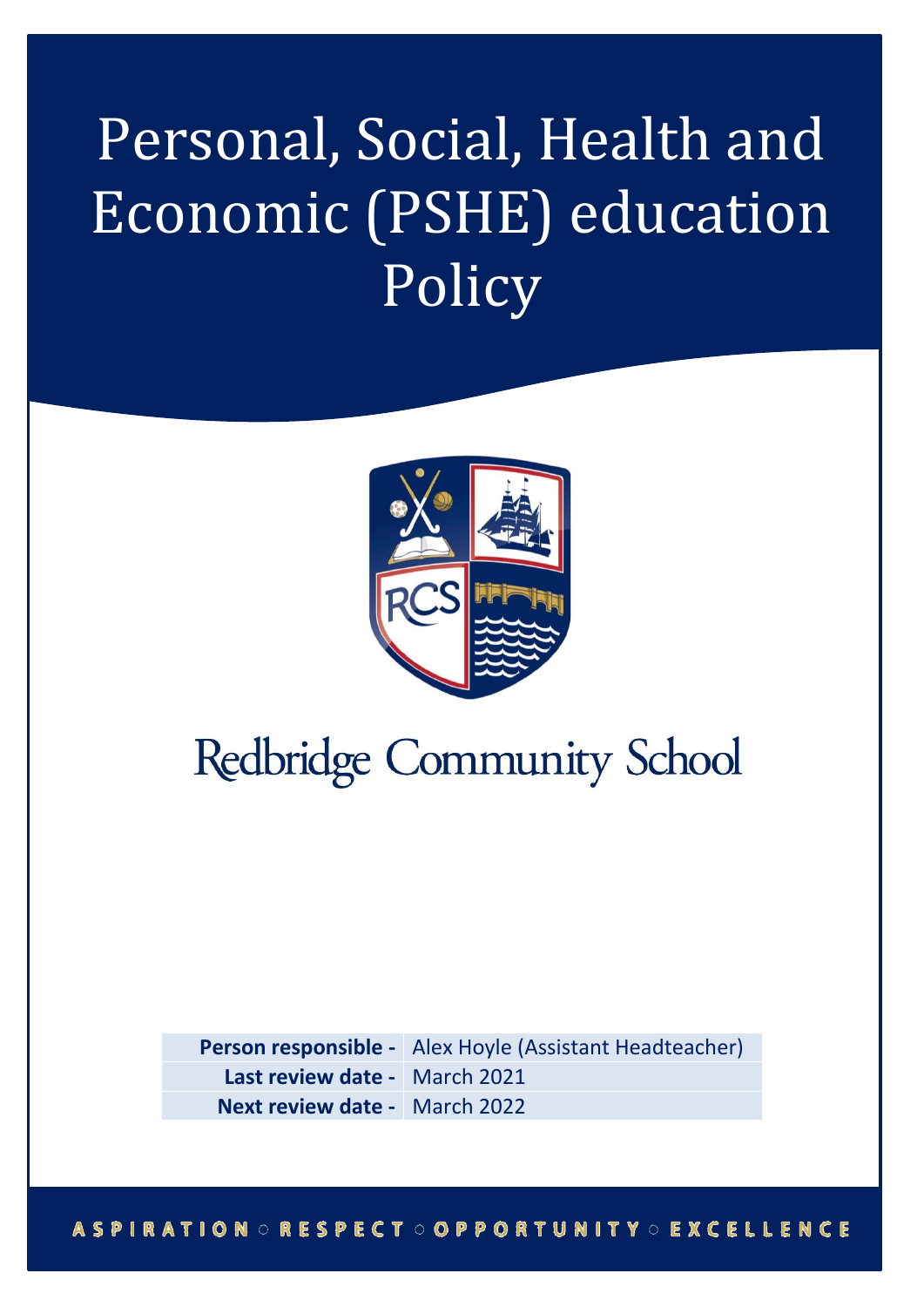# Personal, Social, Health and Economic (PSHE) education Policy

Redbridge Community School

| Person responsible - | Alex Hoyle (Assistant Headteacher) |
| --- | --- |
| Last review date - | March 2021 |
| Next review date - | March 2022 |

ASPIRATION ○ RESPECT ○ OPPORTUNITY ○ EXCELLENCE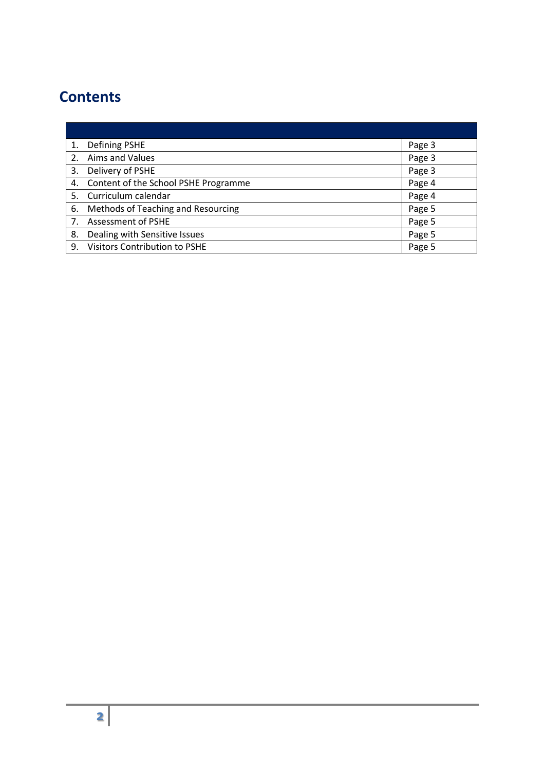## Contents

| | |
|---|---|
| 1. Defining PSHE | Page 3 |
| 2. Aims and Values | Page 3 |
| 3. Delivery of PSHE | Page 3 |
| 4. Content of the School PSHE Programme | Page 4 |
| 5. Curriculum calendar | Page 4 |
| 6. Methods of Teaching and Resourcing | Page 5 |
| 7. Assessment of PSHE | Page 5 |
| 8. Dealing with Sensitive Issues | Page 5 |
| 9. Visitors Contribution to PSHE | Page 5 |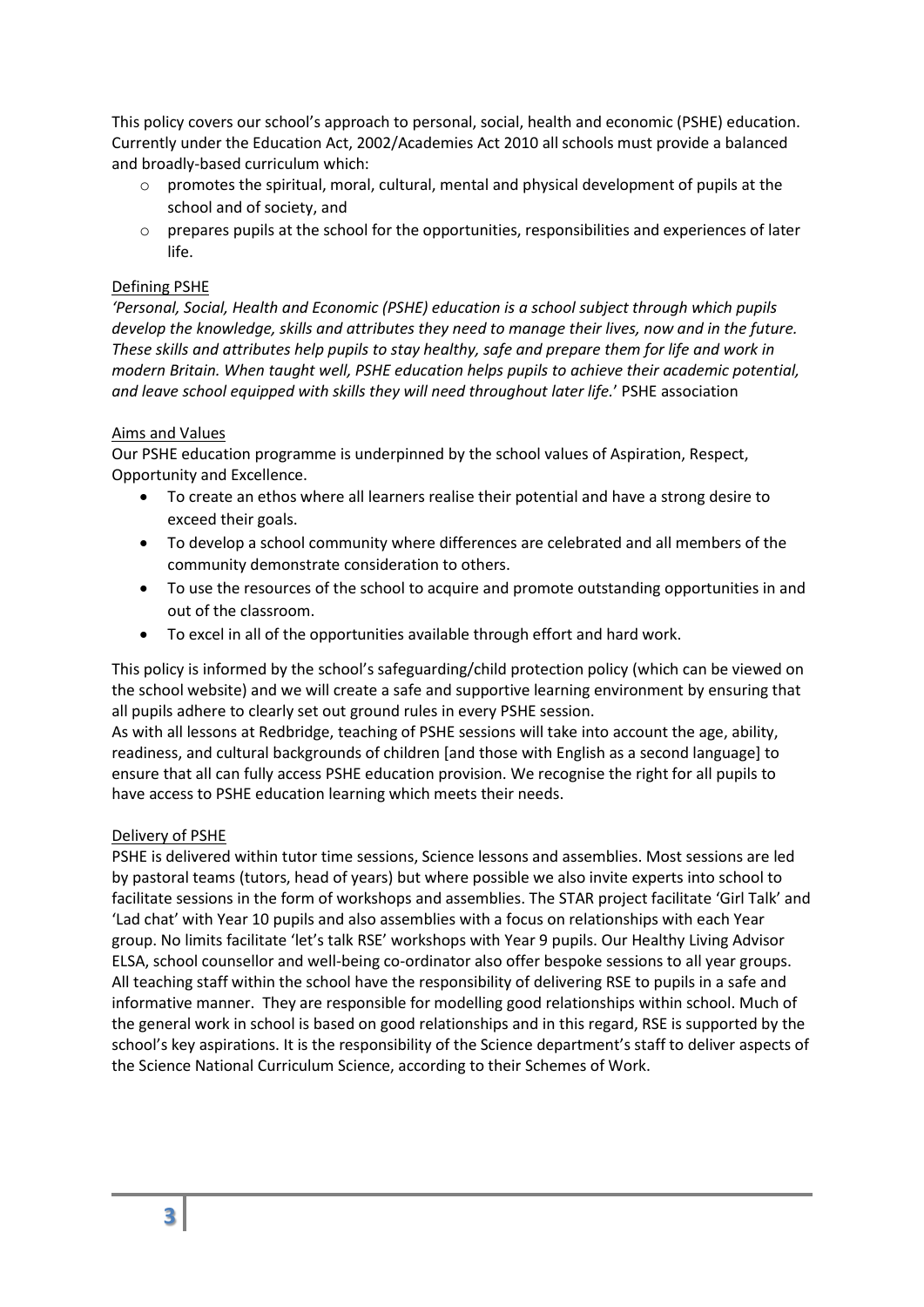This policy covers our school's approach to personal, social, health and economic (PSHE) education. Currently under the Education Act, 2002/Academies Act 2010 all schools must provide a balanced and broadly-based curriculum which:

- promotes the spiritual, moral, cultural, mental and physical development of pupils at the school and of society, and
- prepares pupils at the school for the opportunities, responsibilities and experiences of later life.

## Defining PSHE

*'Personal, Social, Health and Economic (PSHE) education is a school subject through which pupils develop the knowledge, skills and attributes they need to manage their lives, now and in the future. These skills and attributes help pupils to stay healthy, safe and prepare them for life and work in modern Britain. When taught well, PSHE education helps pupils to achieve their academic potential, and leave school equipped with skills they will need throughout later life.*' PSHE association

## Aims and Values

Our PSHE education programme is underpinned by the school values of Aspiration, Respect, Opportunity and Excellence.

- To create an ethos where all learners realise their potential and have a strong desire to exceed their goals.
- To develop a school community where differences are celebrated and all members of the community demonstrate consideration to others.
- To use the resources of the school to acquire and promote outstanding opportunities in and out of the classroom.
- To excel in all of the opportunities available through effort and hard work.

This policy is informed by the school's safeguarding/child protection policy (which can be viewed on the school website) and we will create a safe and supportive learning environment by ensuring that all pupils adhere to clearly set out ground rules in every PSHE session.

As with all lessons at Redbridge, teaching of PSHE sessions will take into account the age, ability, readiness, and cultural backgrounds of children [and those with English as a second language] to ensure that all can fully access PSHE education provision. We recognise the right for all pupils to have access to PSHE education learning which meets their needs.

## Delivery of PSHE

PSHE is delivered within tutor time sessions, Science lessons and assemblies. Most sessions are led by pastoral teams (tutors, head of years) but where possible we also invite experts into school to facilitate sessions in the form of workshops and assemblies. The STAR project facilitate 'Girl Talk' and 'Lad chat' with Year 10 pupils and also assemblies with a focus on relationships with each Year group. No limits facilitate 'let's talk RSE' workshops with Year 9 pupils. Our Healthy Living Advisor ELSA, school counsellor and well-being co-ordinator also offer bespoke sessions to all year groups. All teaching staff within the school have the responsibility of delivering RSE to pupils in a safe and informative manner. They are responsible for modelling good relationships within school. Much of the general work in school is based on good relationships and in this regard, RSE is supported by the school's key aspirations. It is the responsibility of the Science department's staff to deliver aspects of the Science National Curriculum Science, according to their Schemes of Work.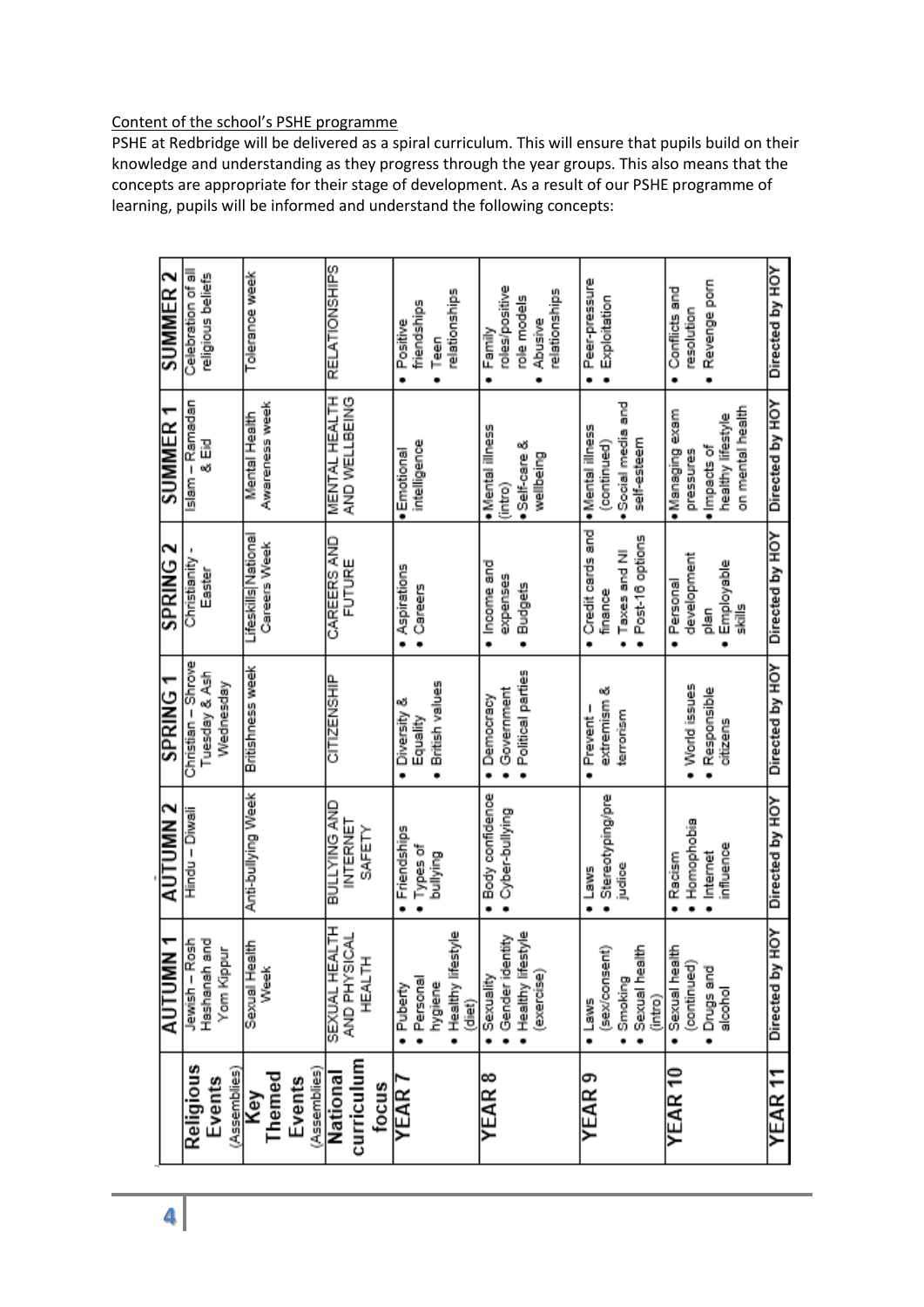Content of the school's PSHE programme

PSHE at Redbridge will be delivered as a spiral curriculum. This will ensure that pupils build on their knowledge and understanding as they progress through the year groups. This also means that the concepts are appropriate for their stage of development. As a result of our PSHE programme of learning, pupils will be informed and understand the following concepts:

| | AUTUMN 1 | AUTUMN 2 | SPRING 1 | SPRING 2 | SUMMER 1 | SUMMER 2 |
|---|---|---|---|---|---|---|
| Religious Events (Assemblies) | Jewish – Rosh Hashanah and Yom Kippur | Hindu – Diwali | Christian – Shrove Tuesday & Ash Wednesday | Christianity - Easter | Islam – Ramadan & Eid | Celebration of all religious beliefs |
| Key Themed Events (Assemblies) | Sexual Health Week | Anti-bullying Week | Britishness week | Lifeskills/National Careers Week | Mental Health Awareness week | Tolerance week |
| National curriculum focus | SEXUAL HEALTH AND PHYSICAL HEALTH | BULLYING AND INTERNET SAFETY | CITIZENSHIP | CAREERS AND FUTURE | MENTAL HEALTH AND WELLBEING | RELATIONSHIPS |
| YEAR 7 | • Puberty<br>• Personal hygiene<br>• Healthy lifestyle (diet) | • Friendships<br>• Types of bullying | • Diversity & Equality<br>• British values | • Aspirations<br>• Careers | • Emotional intelligence | • Positive friendships<br>• Teen relationships |
| YEAR 8 | • Sexuality<br>• Gender identity<br>• Healthy lifestyle (exercise) | • Body confidence<br>• Cyber-bullying | • Democracy<br>• Government<br>• Political parties | • Income and expenses<br>• Budgets | • Mental illness (intro)<br>• Self-care & wellbeing | • Family roles/positive role models<br>• Abusive relationships |
| YEAR 9 | • Laws (sex/consent)<br>• Smoking<br>• Sexual health (intro) | • Laws<br>• Stereotyping/prejudice | • Prevent – extremism & terrorism | • Credit cards and finance<br>• Taxes and NI<br>• Post-16 options | • Mental illness (continued)<br>• Social media and self-esteem | • Peer-pressure<br>• Exploitation |
| YEAR 10 | • Sexual health (continued)<br>• Drugs and alcohol | • Racism<br>• Homophobia<br>• Internet influence | • World issues<br>• Responsible citizens | • Personal development plan<br>• Employable skills | • Managing exam pressures<br>• Impacts of healthy lifestyle on mental health | • Conflicts and resolution<br>• Revenge porn |
| YEAR 11 | Directed by HOY | Directed by HOY | Directed by HOY | Directed by HOY | Directed by HOY | Directed by HOY |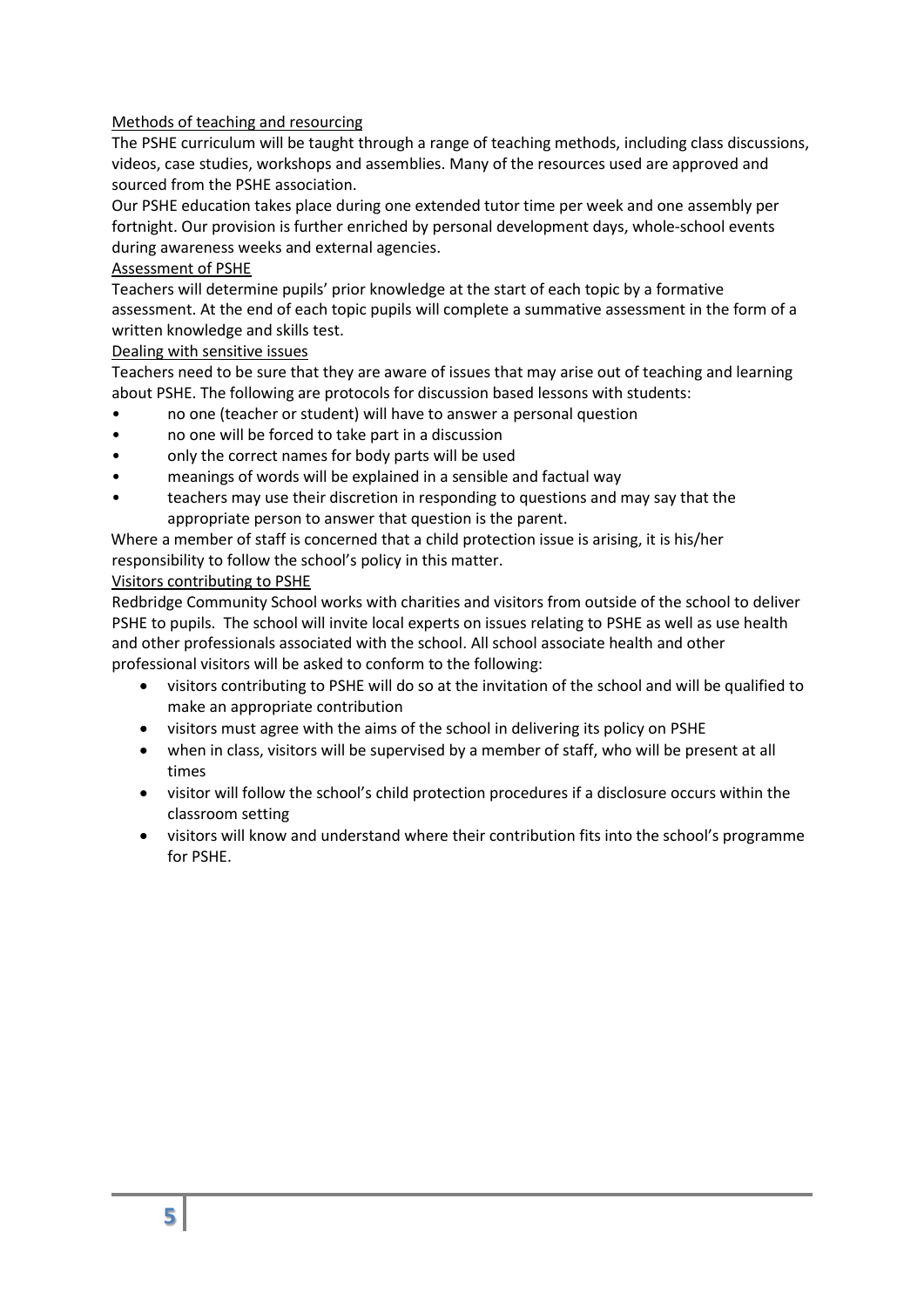Methods of teaching and resourcing

The PSHE curriculum will be taught through a range of teaching methods, including class discussions, videos, case studies, workshops and assemblies. Many of the resources used are approved and sourced from the PSHE association.

Our PSHE education takes place during one extended tutor time per week and one assembly per fortnight. Our provision is further enriched by personal development days, whole-school events during awareness weeks and external agencies.

Assessment of PSHE

Teachers will determine pupils' prior knowledge at the start of each topic by a formative assessment. At the end of each topic pupils will complete a summative assessment in the form of a written knowledge and skills test.

Dealing with sensitive issues

Teachers need to be sure that they are aware of issues that may arise out of teaching and learning about PSHE. The following are protocols for discussion based lessons with students:

- no one (teacher or student) will have to answer a personal question
- no one will be forced to take part in a discussion
- only the correct names for body parts will be used
- meanings of words will be explained in a sensible and factual way
- teachers may use their discretion in responding to questions and may say that the appropriate person to answer that question is the parent.

Where a member of staff is concerned that a child protection issue is arising, it is his/her responsibility to follow the school's policy in this matter.

Visitors contributing to PSHE

Redbridge Community School works with charities and visitors from outside of the school to deliver PSHE to pupils. The school will invite local experts on issues relating to PSHE as well as use health and other professionals associated with the school. All school associate health and other professional visitors will be asked to conform to the following:

- visitors contributing to PSHE will do so at the invitation of the school and will be qualified to make an appropriate contribution
- visitors must agree with the aims of the school in delivering its policy on PSHE
- when in class, visitors will be supervised by a member of staff, who will be present at all times
- visitor will follow the school's child protection procedures if a disclosure occurs within the classroom setting
- visitors will know and understand where their contribution fits into the school's programme for PSHE.